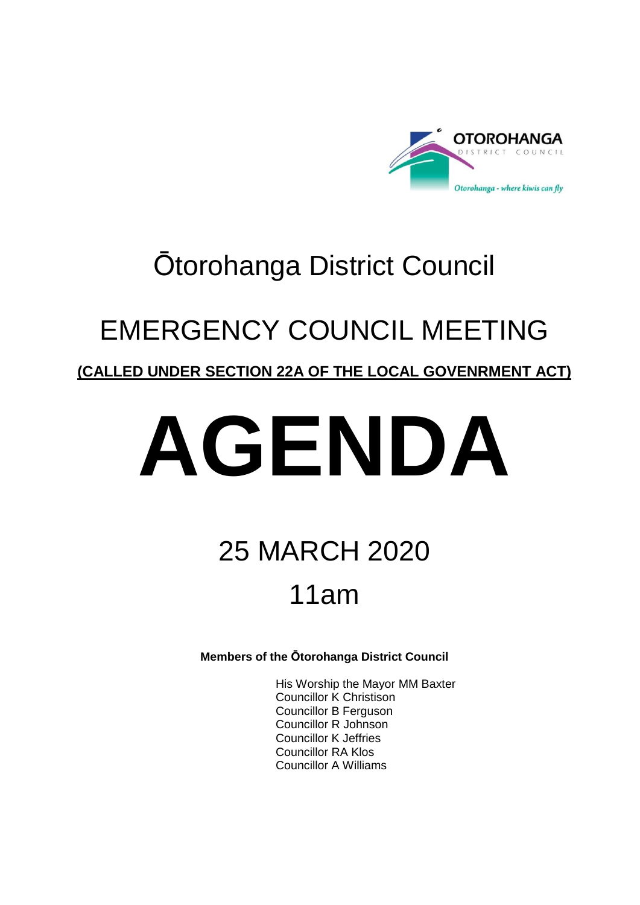# Ōtorohanga District Council

# EMERGENCY COUNCIL MEETING

**(CALLED UNDER SECTION 22A OF THE LOCAL GOVENRMENT ACT)**

# AGENDA

## 25 MARCH 2020

## 11am

**Members of the Ōtorohanga District Council**

His Worship the Mayor MM Baxter
Councillor K Christison
Councillor B Ferguson
Councillor R Johnson
Councillor K Jeffries
Councillor RA Klos
Councillor A Williams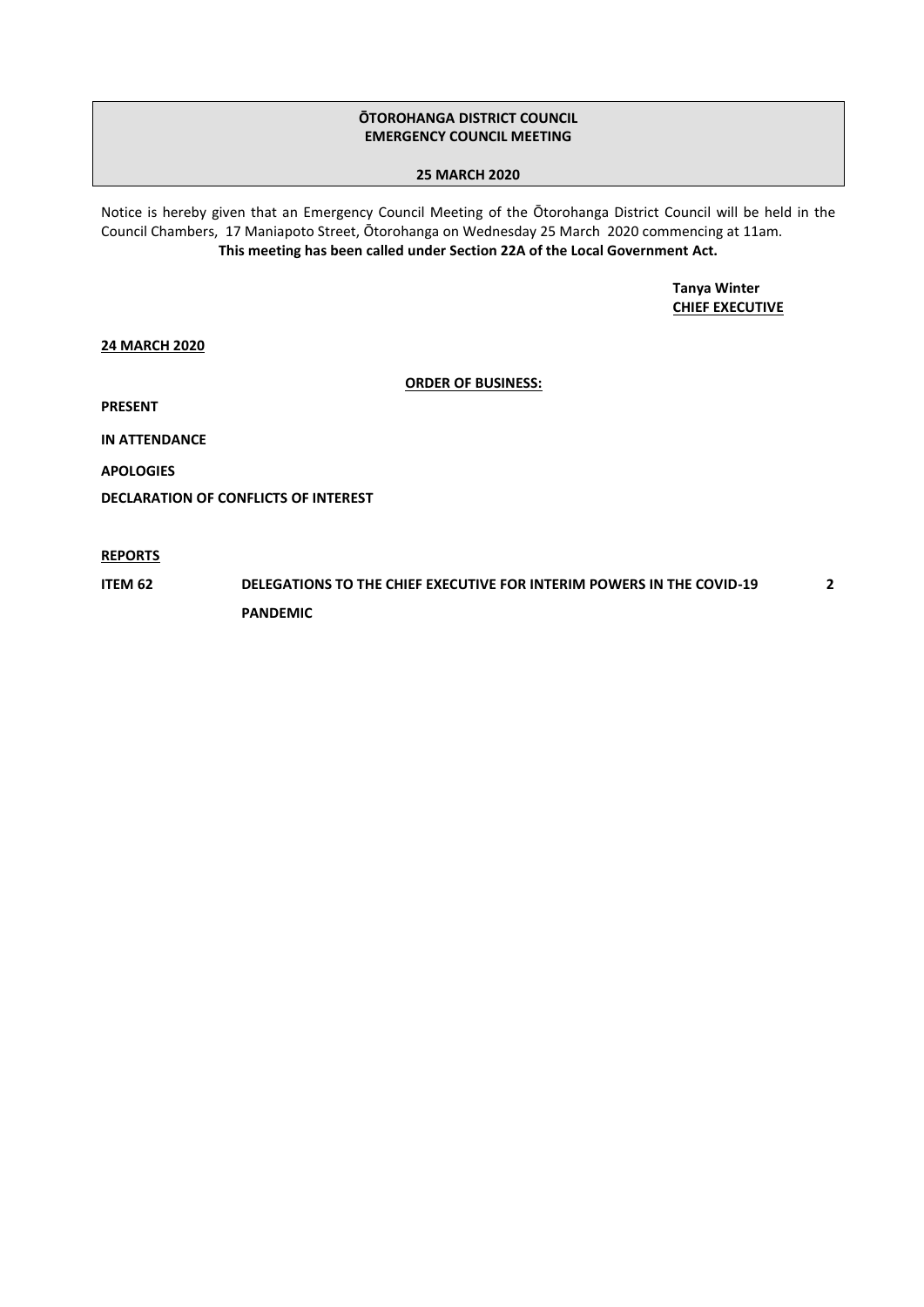**ŌTOROHANGA DISTRICT COUNCIL**
**EMERGENCY COUNCIL MEETING**

**25 MARCH 2020**

Notice is hereby given that an Emergency Council Meeting of the Ōtorohanga District Council will be held in the Council Chambers, 17 Maniapoto Street, Ōtorohanga on Wednesday 25 March 2020 commencing at 11am.

**This meeting has been called under Section 22A of the Local Government Act.**

**Tanya Winter**
**CHIEF EXECUTIVE**

**24 MARCH 2020**

**ORDER OF BUSINESS:**

**PRESENT**

**IN ATTENDANCE**

**APOLOGIES**

**DECLARATION OF CONFLICTS OF INTEREST**

**REPORTS**

| | | |
|---|---|---|
| **ITEM 62** | **DELEGATIONS TO THE CHIEF EXECUTIVE FOR INTERIM POWERS IN THE COVID-19 PANDEMIC** | **2** |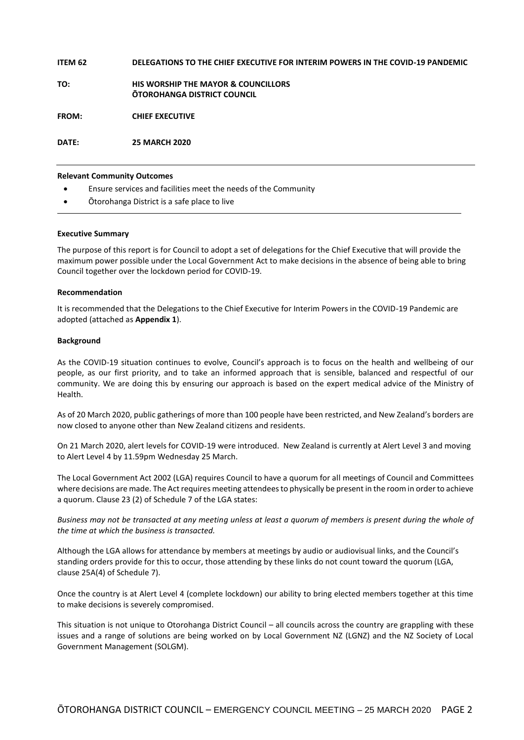**ITEM 62** **DELEGATIONS TO THE CHIEF EXECUTIVE FOR INTERIM POWERS IN THE COVID-19 PANDEMIC**

**TO:** **HIS WORSHIP THE MAYOR & COUNCILLORS**
**ŌTOROHANGA DISTRICT COUNCIL**

**FROM:** **CHIEF EXECUTIVE**

**DATE:** **25 MARCH 2020**

---

**Relevant Community Outcomes**

- Ensure services and facilities meet the needs of the Community
- Ōtorohanga District is a safe place to live

---

**Executive Summary**

The purpose of this report is for Council to adopt a set of delegations for the Chief Executive that will provide the maximum power possible under the Local Government Act to make decisions in the absence of being able to bring Council together over the lockdown period for COVID-19.

**Recommendation**

It is recommended that the Delegations to the Chief Executive for Interim Powers in the COVID-19 Pandemic are adopted (attached as **Appendix 1**).

**Background**

As the COVID-19 situation continues to evolve, Council's approach is to focus on the health and wellbeing of our people, as our first priority, and to take an informed approach that is sensible, balanced and respectful of our community. We are doing this by ensuring our approach is based on the expert medical advice of the Ministry of Health.

As of 20 March 2020, public gatherings of more than 100 people have been restricted, and New Zealand's borders are now closed to anyone other than New Zealand citizens and residents.

On 21 March 2020, alert levels for COVID-19 were introduced. New Zealand is currently at Alert Level 3 and moving to Alert Level 4 by 11.59pm Wednesday 25 March.

The Local Government Act 2002 (LGA) requires Council to have a quorum for all meetings of Council and Committees where decisions are made. The Act requires meeting attendees to physically be present in the room in order to achieve a quorum. Clause 23 (2) of Schedule 7 of the LGA states:

*Business may not be transacted at any meeting unless at least a quorum of members is present during the whole of the time at which the business is transacted.*

Although the LGA allows for attendance by members at meetings by audio or audiovisual links, and the Council's standing orders provide for this to occur, those attending by these links do not count toward the quorum (LGA, clause 25A(4) of Schedule 7).

Once the country is at Alert Level 4 (complete lockdown) our ability to bring elected members together at this time to make decisions is severely compromised.

This situation is not unique to Otorohanga District Council – all councils across the country are grappling with these issues and a range of solutions are being worked on by Local Government NZ (LGNZ) and the NZ Society of Local Government Management (SOLGM).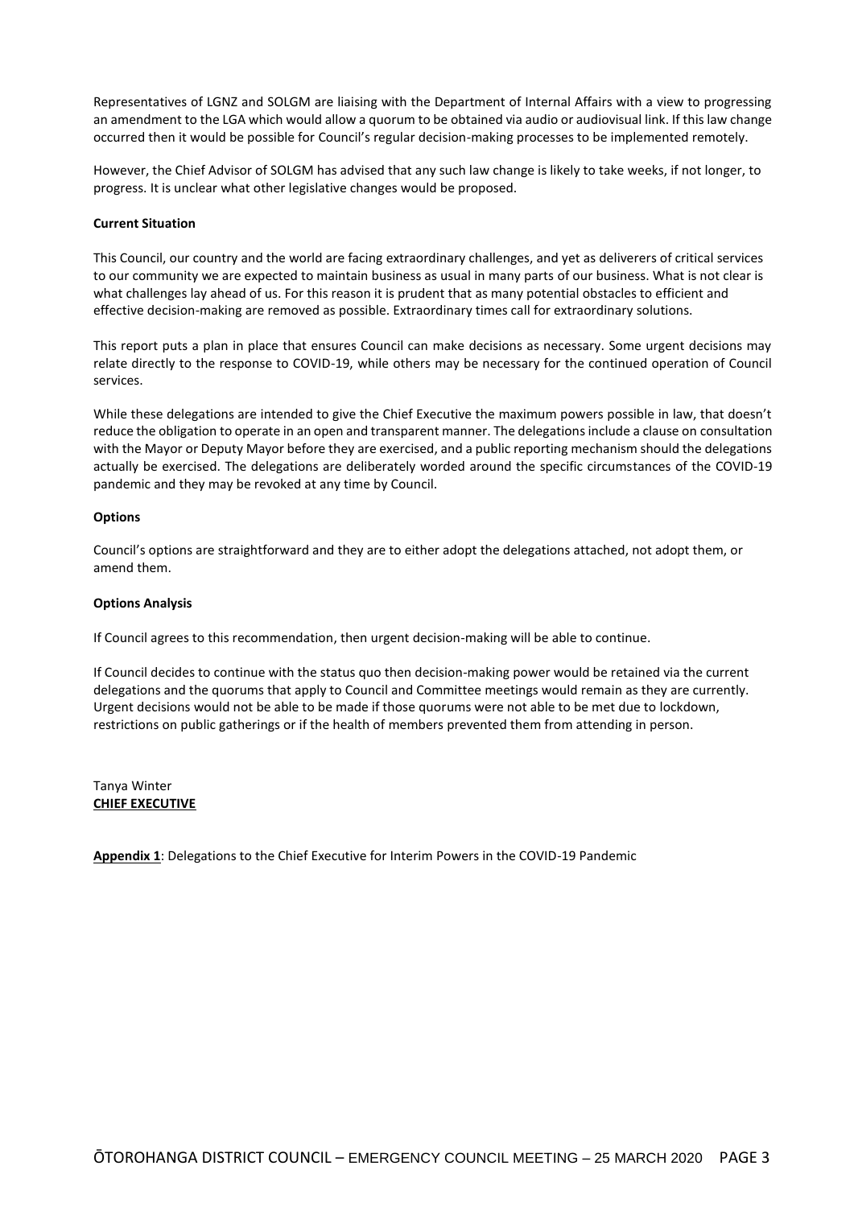Representatives of LGNZ and SOLGM are liaising with the Department of Internal Affairs with a view to progressing an amendment to the LGA which would allow a quorum to be obtained via audio or audiovisual link. If this law change occurred then it would be possible for Council's regular decision-making processes to be implemented remotely.

However, the Chief Advisor of SOLGM has advised that any such law change is likely to take weeks, if not longer, to progress. It is unclear what other legislative changes would be proposed.

**Current Situation**

This Council, our country and the world are facing extraordinary challenges, and yet as deliverers of critical services to our community we are expected to maintain business as usual in many parts of our business. What is not clear is what challenges lay ahead of us. For this reason it is prudent that as many potential obstacles to efficient and effective decision-making are removed as possible. Extraordinary times call for extraordinary solutions.

This report puts a plan in place that ensures Council can make decisions as necessary. Some urgent decisions may relate directly to the response to COVID-19, while others may be necessary for the continued operation of Council services.

While these delegations are intended to give the Chief Executive the maximum powers possible in law, that doesn't reduce the obligation to operate in an open and transparent manner. The delegations include a clause on consultation with the Mayor or Deputy Mayor before they are exercised, and a public reporting mechanism should the delegations actually be exercised. The delegations are deliberately worded around the specific circumstances of the COVID-19 pandemic and they may be revoked at any time by Council.

**Options**

Council's options are straightforward and they are to either adopt the delegations attached, not adopt them, or amend them.

**Options Analysis**

If Council agrees to this recommendation, then urgent decision-making will be able to continue.

If Council decides to continue with the status quo then decision-making power would be retained via the current delegations and the quorums that apply to Council and Committee meetings would remain as they are currently. Urgent decisions would not be able to be made if those quorums were not able to be met due to lockdown, restrictions on public gatherings or if the health of members prevented them from attending in person.

Tanya Winter
**CHIEF EXECUTIVE**

**Appendix 1**: Delegations to the Chief Executive for Interim Powers in the COVID-19 Pandemic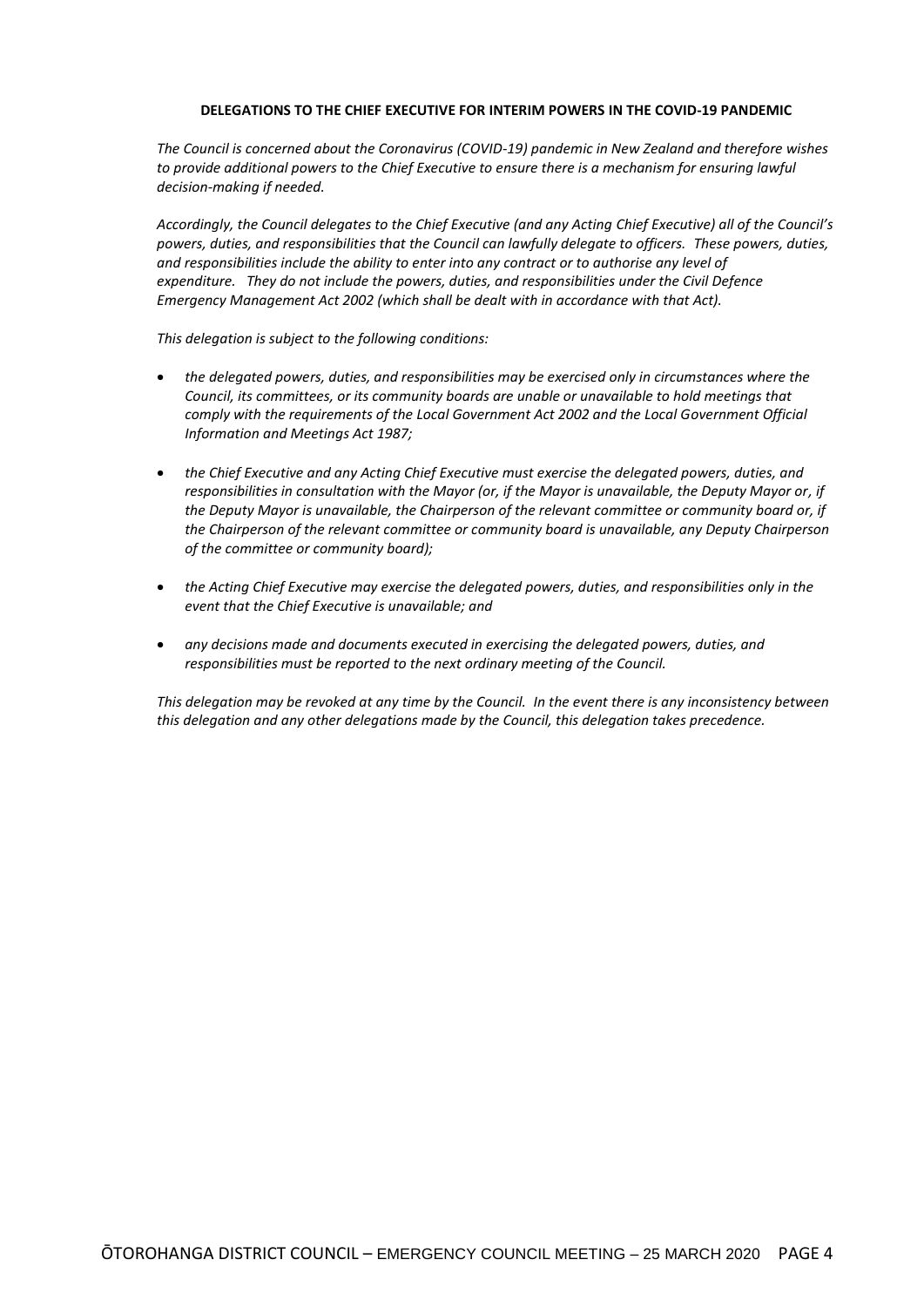**DELEGATIONS TO THE CHIEF EXECUTIVE FOR INTERIM POWERS IN THE COVID-19 PANDEMIC**

*The Council is concerned about the Coronavirus (COVID-19) pandemic in New Zealand and therefore wishes to provide additional powers to the Chief Executive to ensure there is a mechanism for ensuring lawful decision-making if needed.*

*Accordingly, the Council delegates to the Chief Executive (and any Acting Chief Executive) all of the Council's powers, duties, and responsibilities that the Council can lawfully delegate to officers. These powers, duties, and responsibilities include the ability to enter into any contract or to authorise any level of expenditure. They do not include the powers, duties, and responsibilities under the Civil Defence Emergency Management Act 2002 (which shall be dealt with in accordance with that Act).*

*This delegation is subject to the following conditions:*

- *the delegated powers, duties, and responsibilities may be exercised only in circumstances where the Council, its committees, or its community boards are unable or unavailable to hold meetings that comply with the requirements of the Local Government Act 2002 and the Local Government Official Information and Meetings Act 1987;*
- *the Chief Executive and any Acting Chief Executive must exercise the delegated powers, duties, and responsibilities in consultation with the Mayor (or, if the Mayor is unavailable, the Deputy Mayor or, if the Deputy Mayor is unavailable, the Chairperson of the relevant committee or community board or, if the Chairperson of the relevant committee or community board is unavailable, any Deputy Chairperson of the committee or community board);*
- *the Acting Chief Executive may exercise the delegated powers, duties, and responsibilities only in the event that the Chief Executive is unavailable; and*
- *any decisions made and documents executed in exercising the delegated powers, duties, and responsibilities must be reported to the next ordinary meeting of the Council.*

*This delegation may be revoked at any time by the Council. In the event there is any inconsistency between this delegation and any other delegations made by the Council, this delegation takes precedence.*